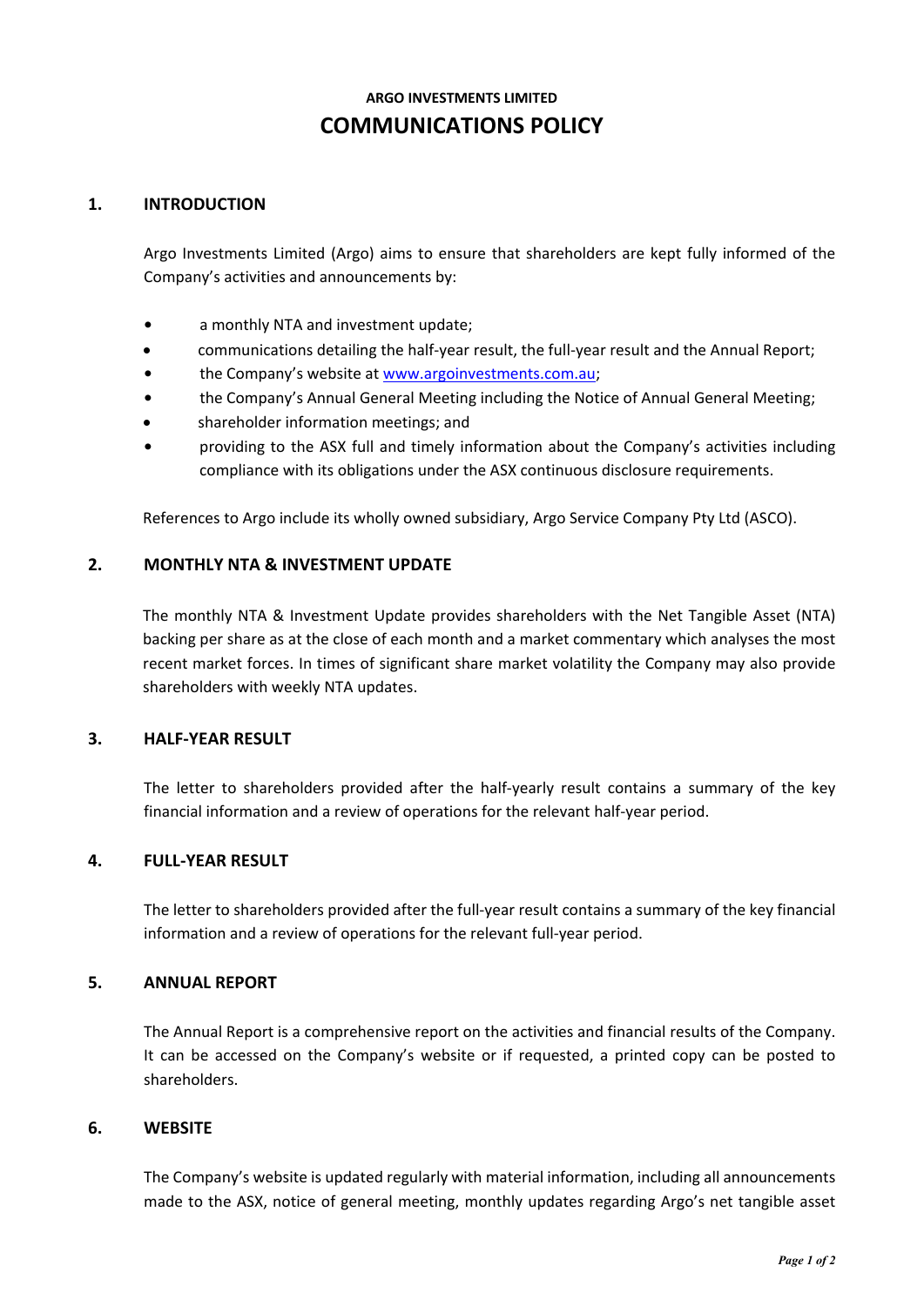**ARGO INVESTMENTS LIMITED**

# COMMUNICATIONS POLICY

## 1. INTRODUCTION

Argo Investments Limited (Argo) aims to ensure that shareholders are kept fully informed of the Company's activities and announcements by:

- a monthly NTA and investment update;
- communications detailing the half-year result, the full-year result and the Annual Report;
- the Company's website at www.argoinvestments.com.au;
- the Company's Annual General Meeting including the Notice of Annual General Meeting;
- shareholder information meetings; and
- providing to the ASX full and timely information about the Company's activities including compliance with its obligations under the ASX continuous disclosure requirements.

References to Argo include its wholly owned subsidiary, Argo Service Company Pty Ltd (ASCO).

## 2. MONTHLY NTA & INVESTMENT UPDATE

The monthly NTA & Investment Update provides shareholders with the Net Tangible Asset (NTA) backing per share as at the close of each month and a market commentary which analyses the most recent market forces. In times of significant share market volatility the Company may also provide shareholders with weekly NTA updates.

## 3. HALF-YEAR RESULT

The letter to shareholders provided after the half-yearly result contains a summary of the key financial information and a review of operations for the relevant half-year period.

## 4. FULL-YEAR RESULT

The letter to shareholders provided after the full-year result contains a summary of the key financial information and a review of operations for the relevant full-year period.

## 5. ANNUAL REPORT

The Annual Report is a comprehensive report on the activities and financial results of the Company. It can be accessed on the Company's website or if requested, a printed copy can be posted to shareholders.

## 6. WEBSITE

The Company's website is updated regularly with material information, including all announcements made to the ASX, notice of general meeting, monthly updates regarding Argo's net tangible asset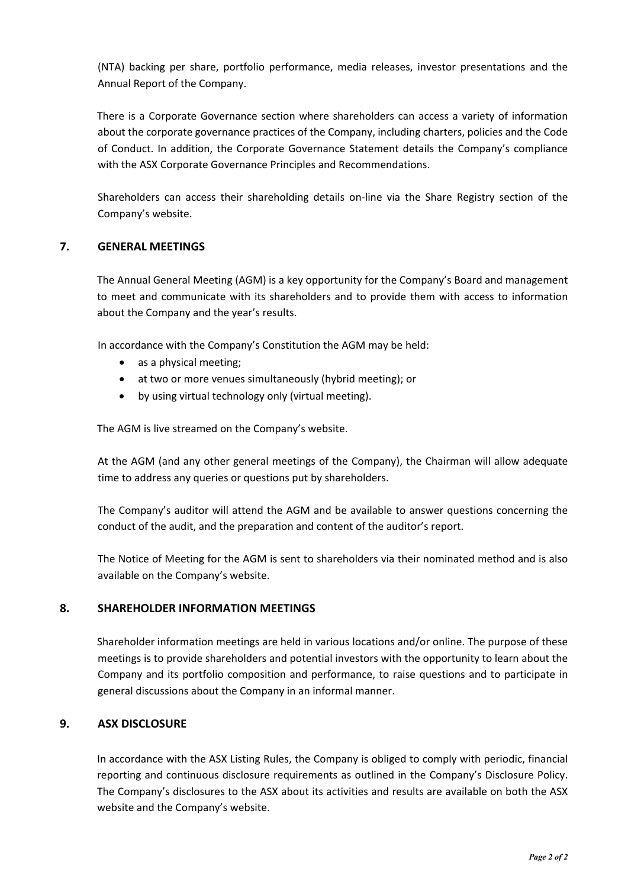(NTA) backing per share, portfolio performance, media releases, investor presentations and the Annual Report of the Company.

There is a Corporate Governance section where shareholders can access a variety of information about the corporate governance practices of the Company, including charters, policies and the Code of Conduct. In addition, the Corporate Governance Statement details the Company's compliance with the ASX Corporate Governance Principles and Recommendations.

Shareholders can access their shareholding details on-line via the Share Registry section of the Company's website.

## 7. GENERAL MEETINGS

The Annual General Meeting (AGM) is a key opportunity for the Company's Board and management to meet and communicate with its shareholders and to provide them with access to information about the Company and the year's results.

In accordance with the Company's Constitution the AGM may be held:

- as a physical meeting;
- at two or more venues simultaneously (hybrid meeting); or
- by using virtual technology only (virtual meeting).

The AGM is live streamed on the Company's website.

At the AGM (and any other general meetings of the Company), the Chairman will allow adequate time to address any queries or questions put by shareholders.

The Company's auditor will attend the AGM and be available to answer questions concerning the conduct of the audit, and the preparation and content of the auditor's report.

The Notice of Meeting for the AGM is sent to shareholders via their nominated method and is also available on the Company's website.

## 8. SHAREHOLDER INFORMATION MEETINGS

Shareholder information meetings are held in various locations and/or online. The purpose of these meetings is to provide shareholders and potential investors with the opportunity to learn about the Company and its portfolio composition and performance, to raise questions and to participate in general discussions about the Company in an informal manner.

## 9. ASX DISCLOSURE

In accordance with the ASX Listing Rules, the Company is obliged to comply with periodic, financial reporting and continuous disclosure requirements as outlined in the Company's Disclosure Policy. The Company's disclosures to the ASX about its activities and results are available on both the ASX website and the Company's website.